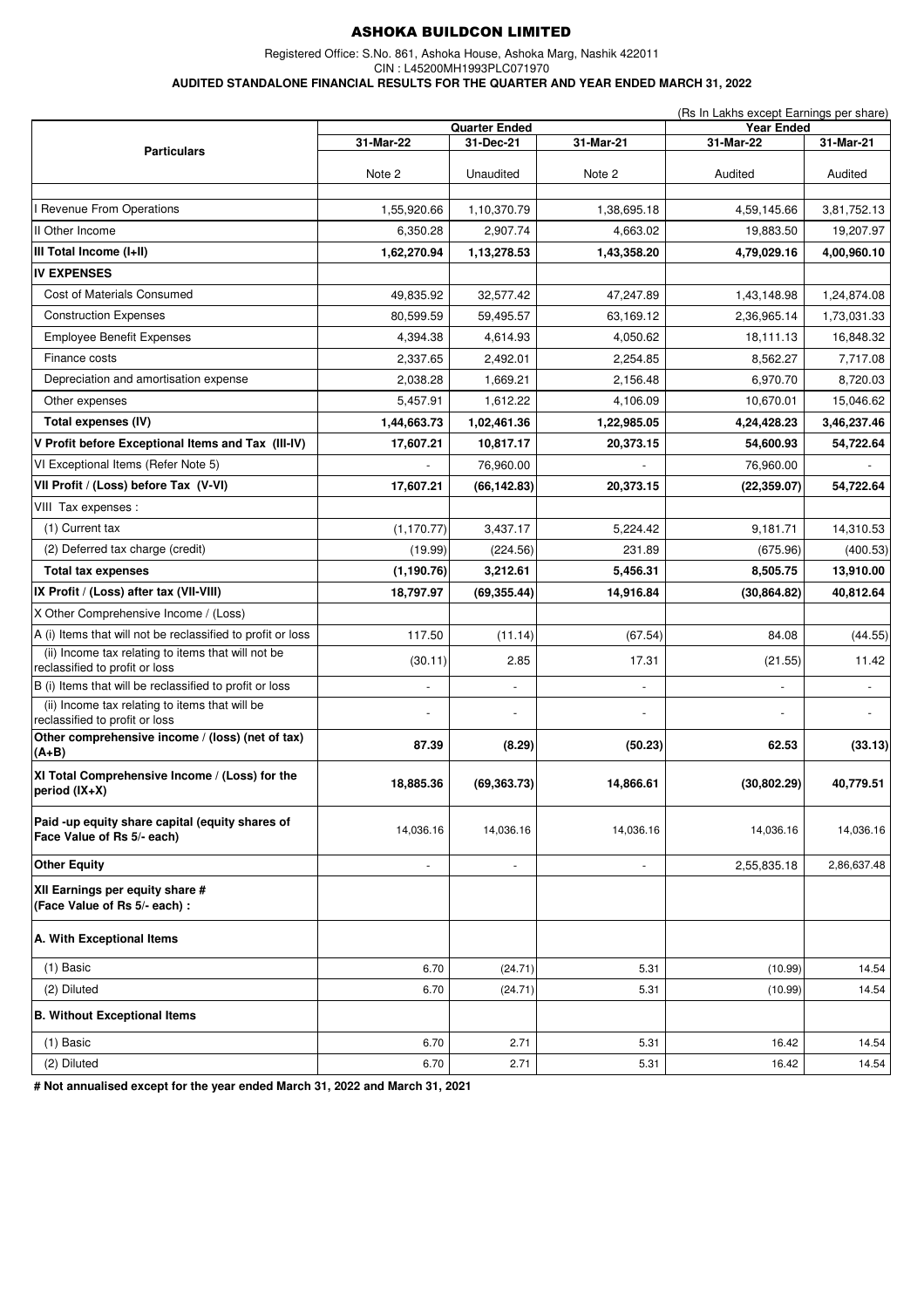# ASHOKA BUILDCON LIMITED

Registered Office: S.No. 861, Ashoka House, Ashoka Marg, Nashik 422011

CIN : L45200MH1993PLC071970

**AUDITED STANDALONE FINANCIAL RESULTS FOR THE QUARTER AND YEAR ENDED MARCH 31, 2022**

(Rs In Lakhs except Earnings per share)

| Particulars | Quarter Ended | | | Year Ended | |
|---|---|---|---|---|---|
| | 31-Mar-22 | 31-Dec-21 | 31-Mar-21 | 31-Mar-22 | 31-Mar-21 |
| | Note 2 | Unaudited | Note 2 | Audited | Audited |
| I Revenue From Operations | 1,55,920.66 | 1,10,370.79 | 1,38,695.18 | 4,59,145.66 | 3,81,752.13 |
| II Other Income | 6,350.28 | 2,907.74 | 4,663.02 | 19,883.50 | 19,207.97 |
| **III Total Income (I+II)** | **1,62,270.94** | **1,13,278.53** | **1,43,358.20** | **4,79,029.16** | **4,00,960.10** |
| **IV EXPENSES** | | | | | |
| Cost of Materials Consumed | 49,835.92 | 32,577.42 | 47,247.89 | 1,43,148.98 | 1,24,874.08 |
| Construction Expenses | 80,599.59 | 59,495.57 | 63,169.12 | 2,36,965.14 | 1,73,031.33 |
| Employee Benefit Expenses | 4,394.38 | 4,614.93 | 4,050.62 | 18,111.13 | 16,848.32 |
| Finance costs | 2,337.65 | 2,492.01 | 2,254.85 | 8,562.27 | 7,717.08 |
| Depreciation and amortisation expense | 2,038.28 | 1,669.21 | 2,156.48 | 6,970.70 | 8,720.03 |
| Other expenses | 5,457.91 | 1,612.22 | 4,106.09 | 10,670.01 | 15,046.62 |
| **Total expenses (IV)** | **1,44,663.73** | **1,02,461.36** | **1,22,985.05** | **4,24,428.23** | **3,46,237.46** |
| **V Profit before Exceptional Items and Tax (III-IV)** | **17,607.21** | **10,817.17** | **20,373.15** | **54,600.93** | **54,722.64** |
| VI Exceptional Items (Refer Note 5) | - | 76,960.00 | - | 76,960.00 | - |
| **VII Profit / (Loss) before Tax (V-VI)** | **17,607.21** | **(66,142.83)** | **20,373.15** | **(22,359.07)** | **54,722.64** |
| VIII Tax expenses : | | | | | |
| (1) Current tax | (1,170.77) | 3,437.17 | 5,224.42 | 9,181.71 | 14,310.53 |
| (2) Deferred tax charge (credit) | (19.99) | (224.56) | 231.89 | (675.96) | (400.53) |
| **Total tax expenses** | **(1,190.76)** | **3,212.61** | **5,456.31** | **8,505.75** | **13,910.00** |
| **IX Profit / (Loss) after tax (VII-VIII)** | **18,797.97** | **(69,355.44)** | **14,916.84** | **(30,864.82)** | **40,812.64** |
| X Other Comprehensive Income / (Loss) | | | | | |
| A (i) Items that will not be reclassified to profit or loss | 117.50 | (11.14) | (67.54) | 84.08 | (44.55) |
| (ii) Income tax relating to items that will not be reclassified to profit or loss | (30.11) | 2.85 | 17.31 | (21.55) | 11.42 |
| B (i) Items that will be reclassified to profit or loss | - | - | - | - | - |
| (ii) Income tax relating to items that will be reclassified to profit or loss | - | - | - | - | - |
| **Other comprehensive income / (loss) (net of tax) (A+B)** | **87.39** | **(8.29)** | **(50.23)** | **62.53** | **(33.13)** |
| **XI Total Comprehensive Income / (Loss) for the period (IX+X)** | **18,885.36** | **(69,363.73)** | **14,866.61** | **(30,802.29)** | **40,779.51** |
| **Paid -up equity share capital (equity shares of Face Value of Rs 5/- each)** | 14,036.16 | 14,036.16 | 14,036.16 | 14,036.16 | 14,036.16 |
| **Other Equity** | - | - | - | 2,55,835.18 | 2,86,637.48 |
| **XII Earnings per equity share # (Face Value of Rs 5/- each) :** | | | | | |
| **A. With Exceptional Items** | | | | | |
| (1) Basic | 6.70 | (24.71) | 5.31 | (10.99) | 14.54 |
| (2) Diluted | 6.70 | (24.71) | 5.31 | (10.99) | 14.54 |
| **B. Without Exceptional Items** | | | | | |
| (1) Basic | 6.70 | 2.71 | 5.31 | 16.42 | 14.54 |
| (2) Diluted | 6.70 | 2.71 | 5.31 | 16.42 | 14.54 |

**# Not annualised except for the year ended March 31, 2022 and March 31, 2021**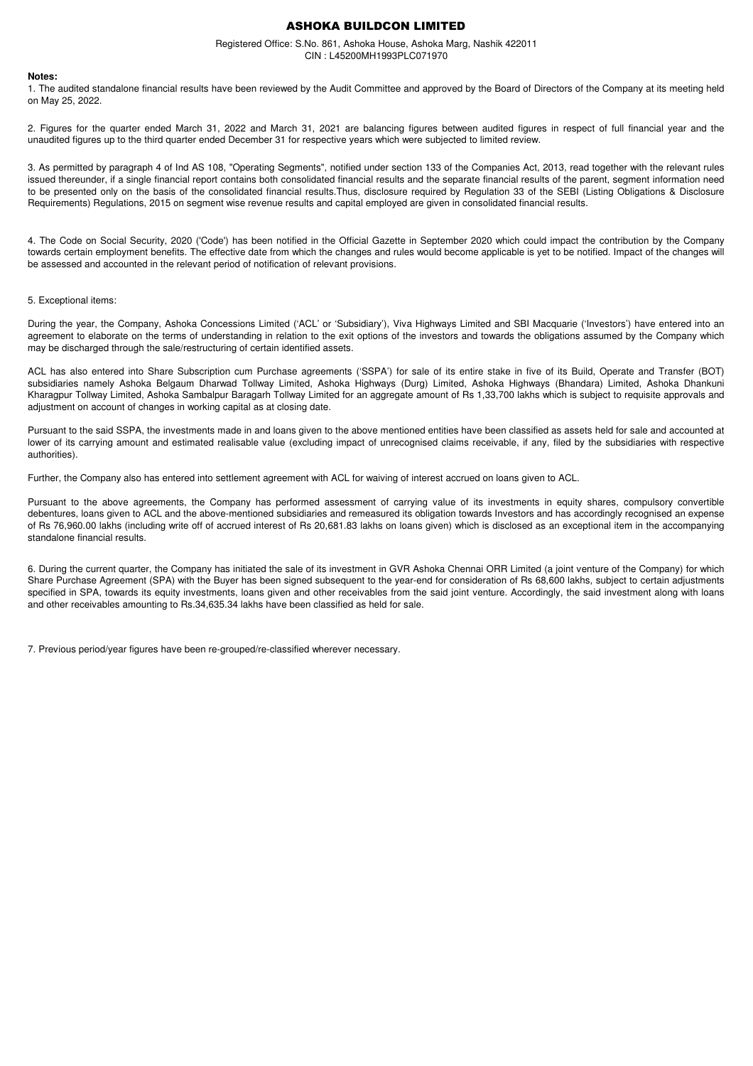# ASHOKA BUILDCON LIMITED

Registered Office: S.No. 861, Ashoka House, Ashoka Marg, Nashik 422011
CIN : L45200MH1993PLC071970

**Notes:**

1. The audited standalone financial results have been reviewed by the Audit Committee and approved by the Board of Directors of the Company at its meeting held on May 25, 2022.

2. Figures for the quarter ended March 31, 2022 and March 31, 2021 are balancing figures between audited figures in respect of full financial year and the unaudited figures up to the third quarter ended December 31 for respective years which were subjected to limited review.

3. As permitted by paragraph 4 of Ind AS 108, "Operating Segments", notified under section 133 of the Companies Act, 2013, read together with the relevant rules issued thereunder, if a single financial report contains both consolidated financial results and the separate financial results of the parent, segment information need to be presented only on the basis of the consolidated financial results.Thus, disclosure required by Regulation 33 of the SEBI (Listing Obligations & Disclosure Requirements) Regulations, 2015 on segment wise revenue results and capital employed are given in consolidated financial results.

4. The Code on Social Security, 2020 ('Code') has been notified in the Official Gazette in September 2020 which could impact the contribution by the Company towards certain employment benefits. The effective date from which the changes and rules would become applicable is yet to be notified. Impact of the changes will be assessed and accounted in the relevant period of notification of relevant provisions.

5. Exceptional items:

During the year, the Company, Ashoka Concessions Limited ('ACL' or 'Subsidiary'), Viva Highways Limited and SBI Macquarie ('Investors') have entered into an agreement to elaborate on the terms of understanding in relation to the exit options of the investors and towards the obligations assumed by the Company which may be discharged through the sale/restructuring of certain identified assets.

ACL has also entered into Share Subscription cum Purchase agreements ('SSPA') for sale of its entire stake in five of its Build, Operate and Transfer (BOT) subsidiaries namely Ashoka Belgaum Dharwad Tollway Limited, Ashoka Highways (Durg) Limited, Ashoka Highways (Bhandara) Limited, Ashoka Dhankuni Kharagpur Tollway Limited, Ashoka Sambalpur Baragarh Tollway Limited for an aggregate amount of Rs 1,33,700 lakhs which is subject to requisite approvals and adjustment on account of changes in working capital as at closing date.

Pursuant to the said SSPA, the investments made in and loans given to the above mentioned entities have been classified as assets held for sale and accounted at lower of its carrying amount and estimated realisable value (excluding impact of unrecognised claims receivable, if any, filed by the subsidiaries with respective authorities).

Further, the Company also has entered into settlement agreement with ACL for waiving of interest accrued on loans given to ACL.

Pursuant to the above agreements, the Company has performed assessment of carrying value of its investments in equity shares, compulsory convertible debentures, loans given to ACL and the above-mentioned subsidiaries and remeasured its obligation towards Investors and has accordingly recognised an expense of Rs 76,960.00 lakhs (including write off of accrued interest of Rs 20,681.83 lakhs on loans given) which is disclosed as an exceptional item in the accompanying standalone financial results.

6. During the current quarter, the Company has initiated the sale of its investment in GVR Ashoka Chennai ORR Limited (a joint venture of the Company) for which Share Purchase Agreement (SPA) with the Buyer has been signed subsequent to the year-end for consideration of Rs 68,600 lakhs, subject to certain adjustments specified in SPA, towards its equity investments, loans given and other receivables from the said joint venture. Accordingly, the said investment along with loans and other receivables amounting to Rs.34,635.34 lakhs have been classified as held for sale.

7. Previous period/year figures have been re-grouped/re-classified wherever necessary.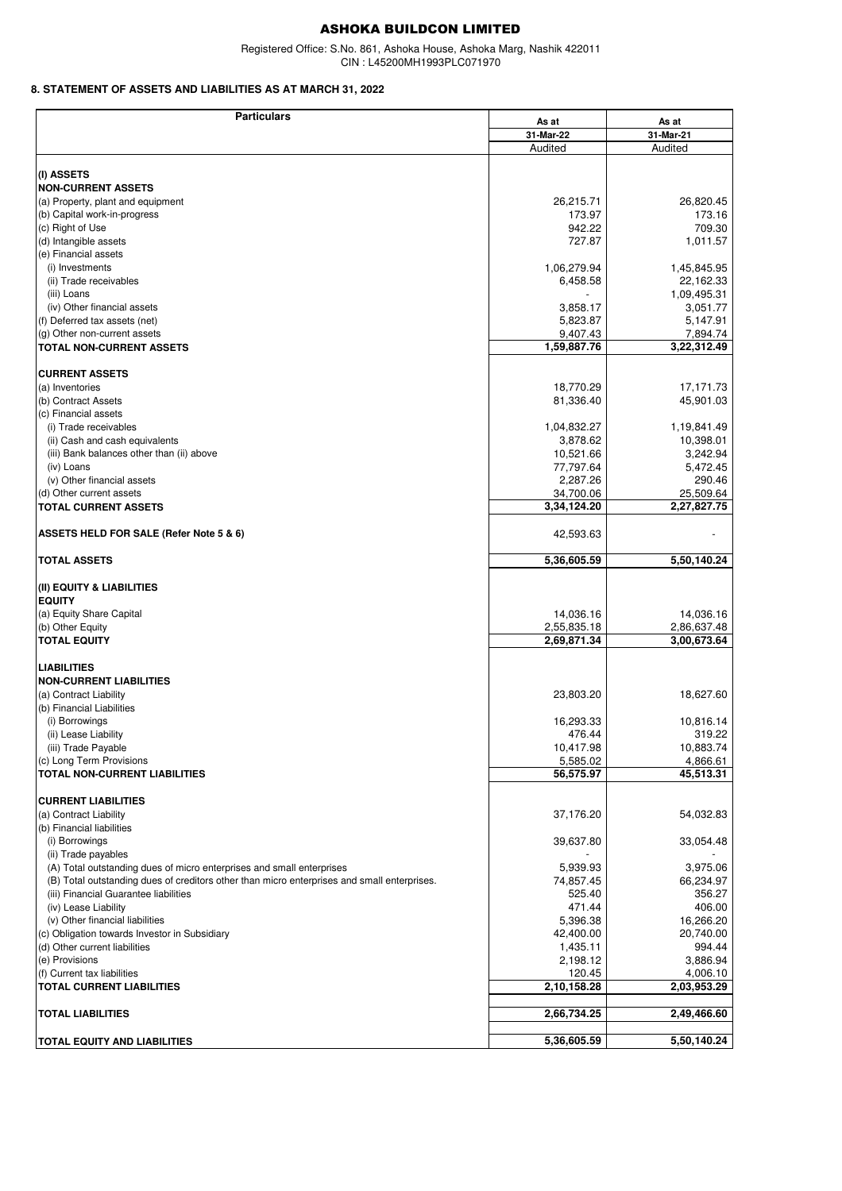# ASHOKA BUILDCON LIMITED

Registered Office: S.No. 861, Ashoka House, Ashoka Marg, Nashik 422011
CIN : L45200MH1993PLC071970

## 8. STATEMENT OF ASSETS AND LIABILITIES AS AT MARCH 31, 2022

| Particulars | As at 31-Mar-22 | As at 31-Mar-21 |
|---|---|---|
| | Audited | Audited |
| **(I) ASSETS** | | |
| **NON-CURRENT ASSETS** | | |
| (a) Property, plant and equipment | 26,215.71 | 26,820.45 |
| (b) Capital work-in-progress | 173.97 | 173.16 |
| (c) Right of Use | 942.22 | 709.30 |
| (d) Intangible assets | 727.87 | 1,011.57 |
| (e) Financial assets | | |
| (i) Investments | 1,06,279.94 | 1,45,845.95 |
| (ii) Trade receivables | 6,458.58 | 22,162.33 |
| (iii) Loans | - | 1,09,495.31 |
| (iv) Other financial assets | 3,858.17 | 3,051.77 |
| (f) Deferred tax assets (net) | 5,823.87 | 5,147.91 |
| (g) Other non-current assets | 9,407.43 | 7,894.74 |
| **TOTAL NON-CURRENT ASSETS** | **1,59,887.76** | **3,22,312.49** |
| **CURRENT ASSETS** | | |
| (a) Inventories | 18,770.29 | 17,171.73 |
| (b) Contract Assets | 81,336.40 | 45,901.03 |
| (c) Financial assets | | |
| (i) Trade receivables | 1,04,832.27 | 1,19,841.49 |
| (ii) Cash and cash equivalents | 3,878.62 | 10,398.01 |
| (iii) Bank balances other than (ii) above | 10,521.66 | 3,242.94 |
| (iv) Loans | 77,797.64 | 5,472.45 |
| (v) Other financial assets | 2,287.26 | 290.46 |
| (d) Other current assets | 34,700.06 | 25,509.64 |
| **TOTAL CURRENT ASSETS** | **3,34,124.20** | **2,27,827.75** |
| **ASSETS HELD FOR SALE (Refer Note 5 & 6)** | 42,593.63 | - |
| **TOTAL ASSETS** | **5,36,605.59** | **5,50,140.24** |
| **(II) EQUITY & LIABILITIES** | | |
| **EQUITY** | | |
| (a) Equity Share Capital | 14,036.16 | 14,036.16 |
| (b) Other Equity | 2,55,835.18 | 2,86,637.48 |
| **TOTAL EQUITY** | **2,69,871.34** | **3,00,673.64** |
| **LIABILITIES** | | |
| **NON-CURRENT LIABILITIES** | | |
| (a) Contract Liability | 23,803.20 | 18,627.60 |
| (b) Financial Liabilities | | |
| (i) Borrowings | 16,293.33 | 10,816.14 |
| (ii) Lease Liability | 476.44 | 319.22 |
| (iii) Trade Payable | 10,417.98 | 10,883.74 |
| (c) Long Term Provisions | 5,585.02 | 4,866.61 |
| **TOTAL NON-CURRENT LIABILITIES** | **56,575.97** | **45,513.31** |
| **CURRENT LIABILITIES** | | |
| (a) Contract Liability | 37,176.20 | 54,032.83 |
| (b) Financial liabilities | | |
| (i) Borrowings | 39,637.80 | 33,054.48 |
| (ii) Trade payables | - | - |
| (A) Total outstanding dues of micro enterprises and small enterprises | 5,939.93 | 3,975.06 |
| (B) Total outstanding dues of creditors other than micro enterprises and small enterprises. | 74,857.45 | 66,234.97 |
| (iii) Financial Guarantee liabilities | 525.40 | 356.27 |
| (iv) Lease Liability | 471.44 | 406.00 |
| (v) Other financial liabilities | 5,396.38 | 16,266.20 |
| (c) Obligation towards Investor in Subsidiary | 42,400.00 | 20,740.00 |
| (d) Other current liabilities | 1,435.11 | 994.44 |
| (e) Provisions | 2,198.12 | 3,886.94 |
| (f) Current tax liabilities | 120.45 | 4,006.10 |
| **TOTAL CURRENT LIABILITIES** | **2,10,158.28** | **2,03,953.29** |
| **TOTAL LIABILITIES** | **2,66,734.25** | **2,49,466.60** |
| **TOTAL EQUITY AND LIABILITIES** | **5,36,605.59** | **5,50,140.24** |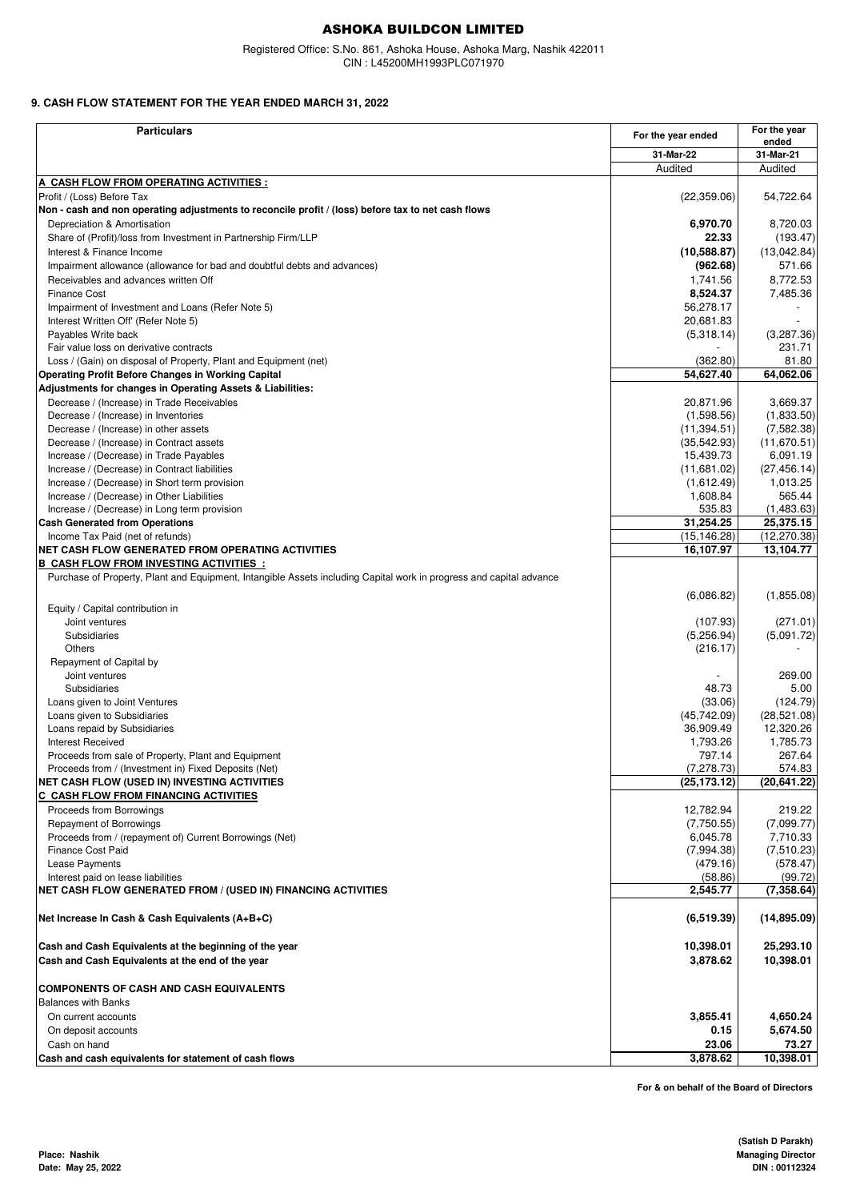# ASHOKA BUILDCON LIMITED

Registered Office: S.No. 861, Ashoka House, Ashoka Marg, Nashik 422011
CIN : L45200MH1993PLC071970

## 9. CASH FLOW STATEMENT FOR THE YEAR ENDED MARCH 31, 2022

| Particulars | For the year ended | For the year ended |
|---|---|---|
| | 31-Mar-22 | 31-Mar-21 |
| | Audited | Audited |
| **A CASH FLOW FROM OPERATING ACTIVITIES :** | | |
| Profit / (Loss) Before Tax | (22,359.06) | 54,722.64 |
| **Non - cash and non operating adjustments to reconcile profit / (loss) before tax to net cash flows** | | |
| Depreciation & Amortisation | **6,970.70** | 8,720.03 |
| Share of (Profit)/loss from Investment in Partnership Firm/LLP | **22.33** | (193.47) |
| Interest & Finance Income | **(10,588.87)** | (13,042.84) |
| Impairment allowance (allowance for bad and doubtful debts and advances) | **(962.68)** | 571.66 |
| Receivables and advances written Off | 1,741.56 | 8,772.53 |
| Finance Cost | **8,524.37** | 7,485.36 |
| Impairment of Investment and Loans (Refer Note 5) | 56,278.17 | - |
| Interest Written Off' (Refer Note 5) | 20,681.83 | - |
| Payables Write back | (5,318.14) | (3,287.36) |
| Fair value loss on derivative contracts | - | 231.71 |
| Loss / (Gain) on disposal of Property, Plant and Equipment (net) | (362.80) | 81.80 |
| **Operating Profit Before Changes in Working Capital** | **54,627.40** | **64,062.06** |
| **Adjustments for changes in Operating Assets & Liabilities:** | | |
| Decrease / (Increase) in Trade Receivables | 20,871.96 | 3,669.37 |
| Decrease / (Increase) in Inventories | (1,598.56) | (1,833.50) |
| Decrease / (Increase) in other assets | (11,394.51) | (7,582.38) |
| Decrease / (Increase) in Contract assets | (35,542.93) | (11,670.51) |
| Increase / (Decrease) in Trade Payables | 15,439.73 | 6,091.19 |
| Increase / (Decrease) in Contract liabilities | (11,681.02) | (27,456.14) |
| Increase / (Decrease) in Short term provision | (1,612.49) | 1,013.25 |
| Increase / (Decrease) in Other Liabilities | 1,608.84 | 565.44 |
| Increase / (Decrease) in Long term provision | 535.83 | (1,483.63) |
| **Cash Generated from Operations** | **31,254.25** | **25,375.15** |
| Income Tax Paid (net of refunds) | (15,146.28) | (12,270.38) |
| **NET CASH FLOW GENERATED FROM OPERATING ACTIVITIES** | **16,107.97** | **13,104.77** |
| **B CASH FLOW FROM INVESTING ACTIVITIES :** | | |
| Purchase of Property, Plant and Equipment, Intangible Assets including Capital work in progress and capital advance | (6,086.82) | (1,855.08) |
| Equity / Capital contribution in | | |
| Joint ventures | (107.93) | (271.01) |
| Subsidiaries | (5,256.94) | (5,091.72) |
| Others | (216.17) | - |
| Repayment of Capital by | | |
| Joint ventures | - | 269.00 |
| Subsidiaries | 48.73 | 5.00 |
| Loans given to Joint Ventures | (33.06) | (124.79) |
| Loans given to Subsidiaries | (45,742.09) | (28,521.08) |
| Loans repaid by Subsidiaries | 36,909.49 | 12,320.26 |
| Interest Received | 1,793.26 | 1,785.73 |
| Proceeds from sale of Property, Plant and Equipment | 797.14 | 267.64 |
| Proceeds from / (Investment in) Fixed Deposits (Net) | (7,278.73) | 574.83 |
| **NET CASH FLOW (USED IN) INVESTING ACTIVITIES** | **(25,173.12)** | **(20,641.22)** |
| **C CASH FLOW FROM FINANCING ACTIVITIES** | | |
| Proceeds from Borrowings | 12,782.94 | 219.22 |
| Repayment of Borrowings | (7,750.55) | (7,099.77) |
| Proceeds from / (repayment of) Current Borrowings (Net) | 6,045.78 | 7,710.33 |
| Finance Cost Paid | (7,994.38) | (7,510.23) |
| Lease Payments | (479.16) | (578.47) |
| Interest paid on lease liabilities | (58.86) | (99.72) |
| **NET CASH FLOW GENERATED FROM / (USED IN) FINANCING ACTIVITIES** | **2,545.77** | **(7,358.64)** |
| **Net Increase In Cash & Cash Equivalents (A+B+C)** | **(6,519.39)** | **(14,895.09)** |
| **Cash and Cash Equivalents at the beginning of the year** | **10,398.01** | **25,293.10** |
| **Cash and Cash Equivalents at the end of the year** | **3,878.62** | **10,398.01** |
| **COMPONENTS OF CASH AND CASH EQUIVALENTS** | | |
| Balances with Banks | | |
| On current accounts | **3,855.41** | **4,650.24** |
| On deposit accounts | **0.15** | **5,674.50** |
| Cash on hand | **23.06** | **73.27** |
| **Cash and cash equivalents for statement of cash flows** | **3,878.62** | **10,398.01** |

**For & on behalf of the Board of Directors**

**Place: Nashik**
**Date: May 25, 2022**

**(Satish D Parakh)**
**Managing Director**
**DIN : 00112324**